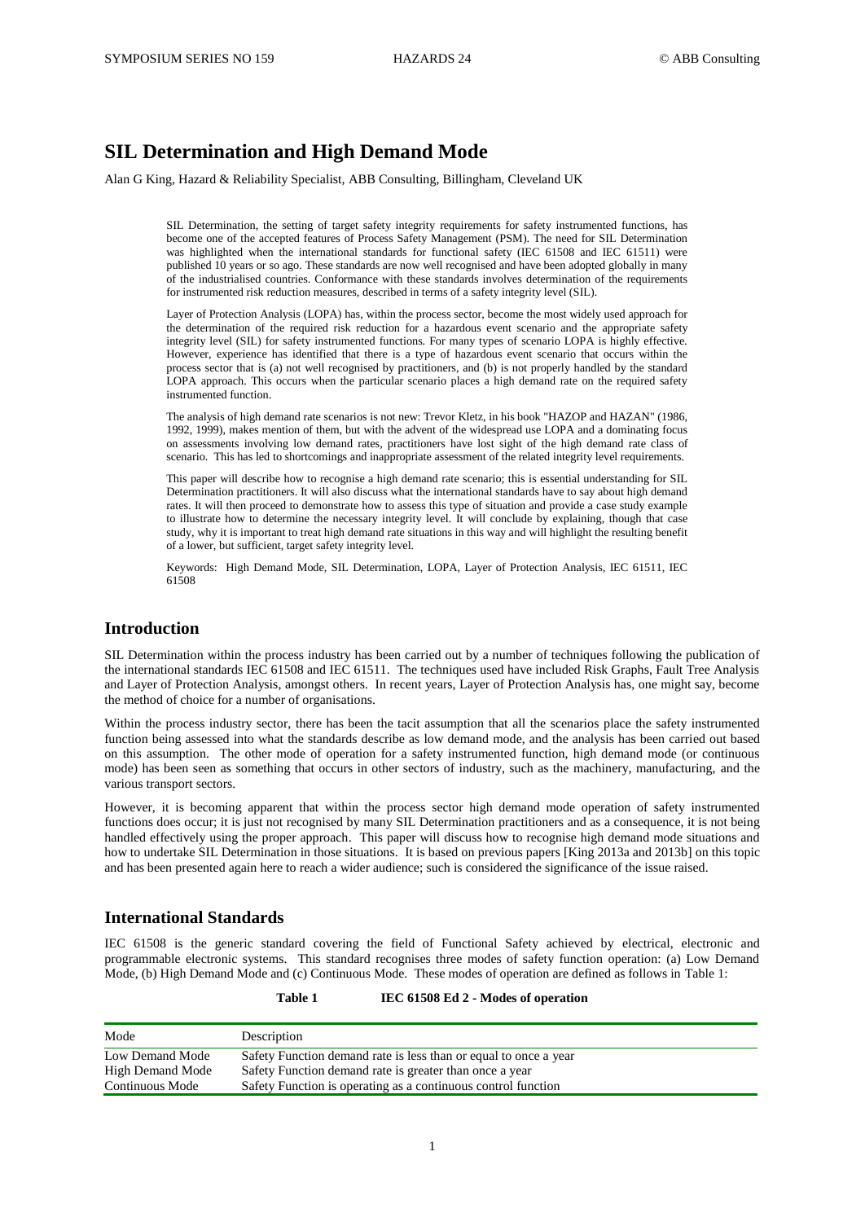# SIL Determination and High Demand Mode

Alan G King, Hazard & Reliability Specialist, ABB Consulting, Billingham, Cleveland UK

SIL Determination, the setting of target safety integrity requirements for safety instrumented functions, has become one of the accepted features of Process Safety Management (PSM). The need for SIL Determination was highlighted when the international standards for functional safety (IEC 61508 and IEC 61511) were published 10 years or so ago. These standards are now well recognised and have been adopted globally in many of the industrialised countries. Conformance with these standards involves determination of the requirements for instrumented risk reduction measures, described in terms of a safety integrity level (SIL).

Layer of Protection Analysis (LOPA) has, within the process sector, become the most widely used approach for the determination of the required risk reduction for a hazardous event scenario and the appropriate safety integrity level (SIL) for safety instrumented functions. For many types of scenario LOPA is highly effective. However, experience has identified that there is a type of hazardous event scenario that occurs within the process sector that is (a) not well recognised by practitioners, and (b) is not properly handled by the standard LOPA approach. This occurs when the particular scenario places a high demand rate on the required safety instrumented function.

The analysis of high demand rate scenarios is not new: Trevor Kletz, in his book "HAZOP and HAZAN" (1986, 1992, 1999), makes mention of them, but with the advent of the widespread use LOPA and a dominating focus on assessments involving low demand rates, practitioners have lost sight of the high demand rate class of scenario. This has led to shortcomings and inappropriate assessment of the related integrity level requirements.

This paper will describe how to recognise a high demand rate scenario; this is essential understanding for SIL Determination practitioners. It will also discuss what the international standards have to say about high demand rates. It will then proceed to demonstrate how to assess this type of situation and provide a case study example to illustrate how to determine the necessary integrity level. It will conclude by explaining, though that case study, why it is important to treat high demand rate situations in this way and will highlight the resulting benefit of a lower, but sufficient, target safety integrity level.

Keywords: High Demand Mode, SIL Determination, LOPA, Layer of Protection Analysis, IEC 61511, IEC 61508

## Introduction

SIL Determination within the process industry has been carried out by a number of techniques following the publication of the international standards IEC 61508 and IEC 61511. The techniques used have included Risk Graphs, Fault Tree Analysis and Layer of Protection Analysis, amongst others. In recent years, Layer of Protection Analysis has, one might say, become the method of choice for a number of organisations.

Within the process industry sector, there has been the tacit assumption that all the scenarios place the safety instrumented function being assessed into what the standards describe as low demand mode, and the analysis has been carried out based on this assumption. The other mode of operation for a safety instrumented function, high demand mode (or continuous mode) has been seen as something that occurs in other sectors of industry, such as the machinery, manufacturing, and the various transport sectors.

However, it is becoming apparent that within the process sector high demand mode operation of safety instrumented functions does occur; it is just not recognised by many SIL Determination practitioners and as a consequence, it is not being handled effectively using the proper approach. This paper will discuss how to recognise high demand mode situations and how to undertake SIL Determination in those situations. It is based on previous papers [King 2013a and 2013b] on this topic and has been presented again here to reach a wider audience; such is considered the significance of the issue raised.

## International Standards

IEC 61508 is the generic standard covering the field of Functional Safety achieved by electrical, electronic and programmable electronic systems. This standard recognises three modes of safety function operation: (a) Low Demand Mode, (b) High Demand Mode and (c) Continuous Mode. These modes of operation are defined as follows in Table 1:

**Table 1 IEC 61508 Ed 2 - Modes of operation**

| Mode | Description |
|---|---|
| Low Demand Mode | Safety Function demand rate is less than or equal to once a year |
| High Demand Mode | Safety Function demand rate is greater than once a year |
| Continuous Mode | Safety Function is operating as a continuous control function |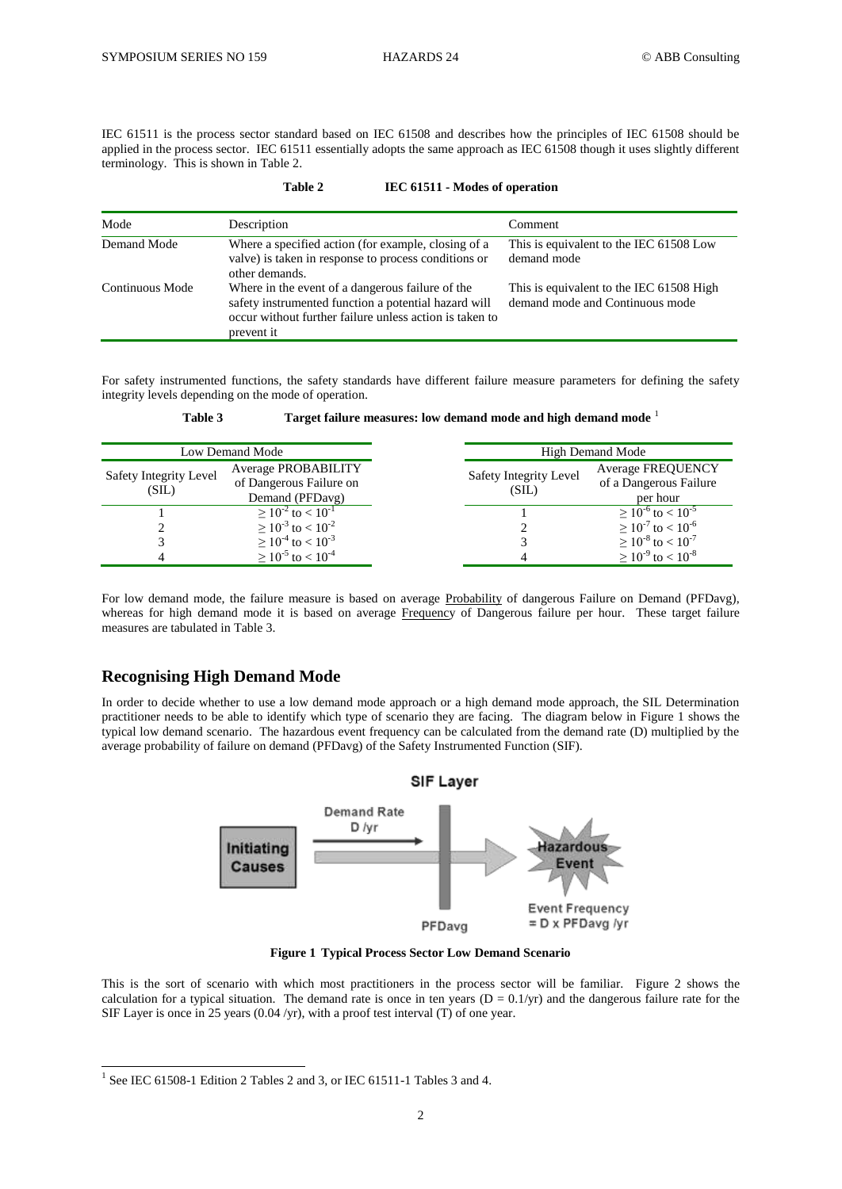IEC 61511 is the process sector standard based on IEC 61508 and describes how the principles of IEC 61508 should be applied in the process sector. IEC 61511 essentially adopts the same approach as IEC 61508 though it uses slightly different terminology. This is shown in Table 2.

**Table 2 IEC 61511 - Modes of operation**

| Mode | Description | Comment |
|---|---|---|
| Demand Mode | Where a specified action (for example, closing of a valve) is taken in response to process conditions or other demands. | This is equivalent to the IEC 61508 Low demand mode |
| Continuous Mode | Where in the event of a dangerous failure of the safety instrumented function a potential hazard will occur without further failure unless action is taken to prevent it | This is equivalent to the IEC 61508 High demand mode and Continuous mode |

For safety instrumented functions, the safety standards have different failure measure parameters for defining the safety integrity levels depending on the mode of operation.

**Table 3 Target failure measures: low demand mode and high demand mode** [1]

| Low Demand Mode | |
|---|---|
| Safety Integrity Level (SIL) | Average PROBABILITY of Dangerous Failure on Demand (PFDavg) |
| 1 | $\geq 10^{-2}$ to $< 10^{-1}$ |
| 2 | $\geq 10^{-3}$ to $< 10^{-2}$ |
| 3 | $\geq 10^{-4}$ to $< 10^{-3}$ |
| 4 | $\geq 10^{-5}$ to $< 10^{-4}$ |

| High Demand Mode | |
|---|---|
| Safety Integrity Level (SIL) | Average FREQUENCY of a Dangerous Failure per hour |
| 1 | $\geq 10^{-6}$ to $< 10^{-5}$ |
| 2 | $\geq 10^{-7}$ to $< 10^{-6}$ |
| 3 | $\geq 10^{-8}$ to $< 10^{-7}$ |
| 4 | $\geq 10^{-9}$ to $< 10^{-8}$ |

For low demand mode, the failure measure is based on average Probability of dangerous Failure on Demand (PFDavg), whereas for high demand mode it is based on average Frequency of Dangerous failure per hour. These target failure measures are tabulated in Table 3.

## Recognising High Demand Mode

In order to decide whether to use a low demand mode approach or a high demand mode approach, the SIL Determination practitioner needs to be able to identify which type of scenario they are facing. The diagram below in Figure 1 shows the typical low demand scenario. The hazardous event frequency can be calculated from the demand rate (D) multiplied by the average probability of failure on demand (PFDavg) of the Safety Instrumented Function (SIF).

**Figure 1 Typical Process Sector Low Demand Scenario**

This is the sort of scenario with which most practitioners in the process sector will be familiar. Figure 2 shows the calculation for a typical situation. The demand rate is once in ten years (D = 0.1/yr) and the dangerous failure rate for the SIF Layer is once in 25 years (0.04 /yr), with a proof test interval (T) of one year.

[1] See IEC 61508-1 Edition 2 Tables 2 and 3, or IEC 61511-1 Tables 3 and 4.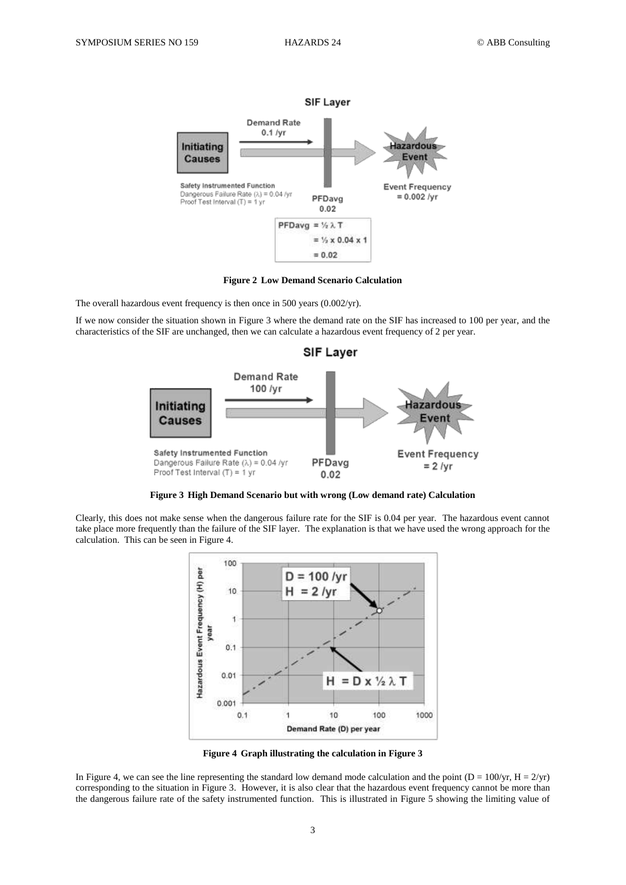**Figure 2 Low Demand Scenario Calculation**

The overall hazardous event frequency is then once in 500 years (0.002/yr).

If we now consider the situation shown in Figure 3 where the demand rate on the SIF has increased to 100 per year, and the characteristics of the SIF are unchanged, then we can calculate a hazardous event frequency of 2 per year.

**Figure 3 High Demand Scenario but with wrong (Low demand rate) Calculation**

Clearly, this does not make sense when the dangerous failure rate for the SIF is 0.04 per year. The hazardous event cannot take place more frequently than the failure of the SIF layer. The explanation is that we have used the wrong approach for the calculation. This can be seen in Figure 4.

**Figure 4 Graph illustrating the calculation in Figure 3**

In Figure 4, we can see the line representing the standard low demand mode calculation and the point ($D = 100$/yr, $H = 2$/yr) corresponding to the situation in Figure 3. However, it is also clear that the hazardous event frequency cannot be more than the dangerous failure rate of the safety instrumented function. This is illustrated in Figure 5 showing the limiting value of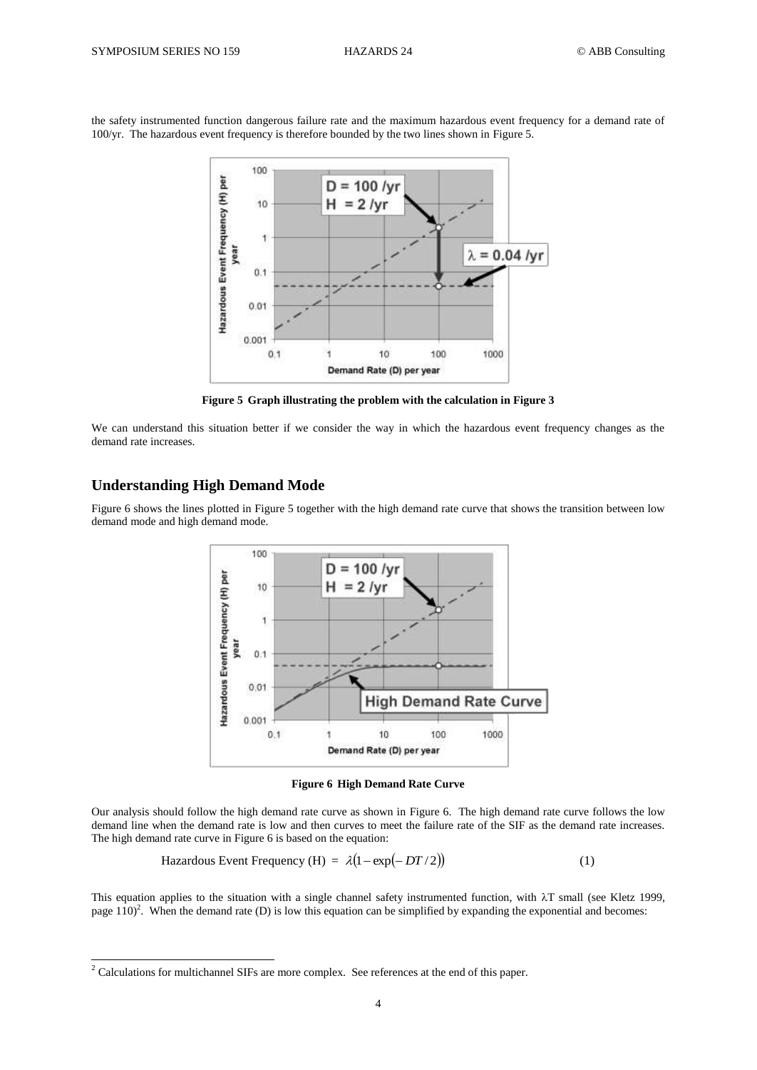the safety instrumented function dangerous failure rate and the maximum hazardous event frequency for a demand rate of 100/yr. The hazardous event frequency is therefore bounded by the two lines shown in Figure 5.

**Figure 5 Graph illustrating the problem with the calculation in Figure 3**

We can understand this situation better if we consider the way in which the hazardous event frequency changes as the demand rate increases.

## Understanding High Demand Mode

Figure 6 shows the lines plotted in Figure 5 together with the high demand rate curve that shows the transition between low demand mode and high demand mode.

**Figure 6 High Demand Rate Curve**

Our analysis should follow the high demand rate curve as shown in Figure 6. The high demand rate curve follows the low demand line when the demand rate is low and then curves to meet the failure rate of the SIF as the demand rate increases. The high demand rate curve in Figure 6 is based on the equation:

$$\text{Hazardous Event Frequency (H)} = \lambda\left(1 - \exp\left(-DT/2\right)\right) \qquad (1)$$

This equation applies to the situation with a single channel safety instrumented function, with $\lambda T$ small (see Kletz 1999, page 110)[2]. When the demand rate (D) is low this equation can be simplified by expanding the exponential and becomes:

[2] Calculations for multichannel SIFs are more complex. See references at the end of this paper.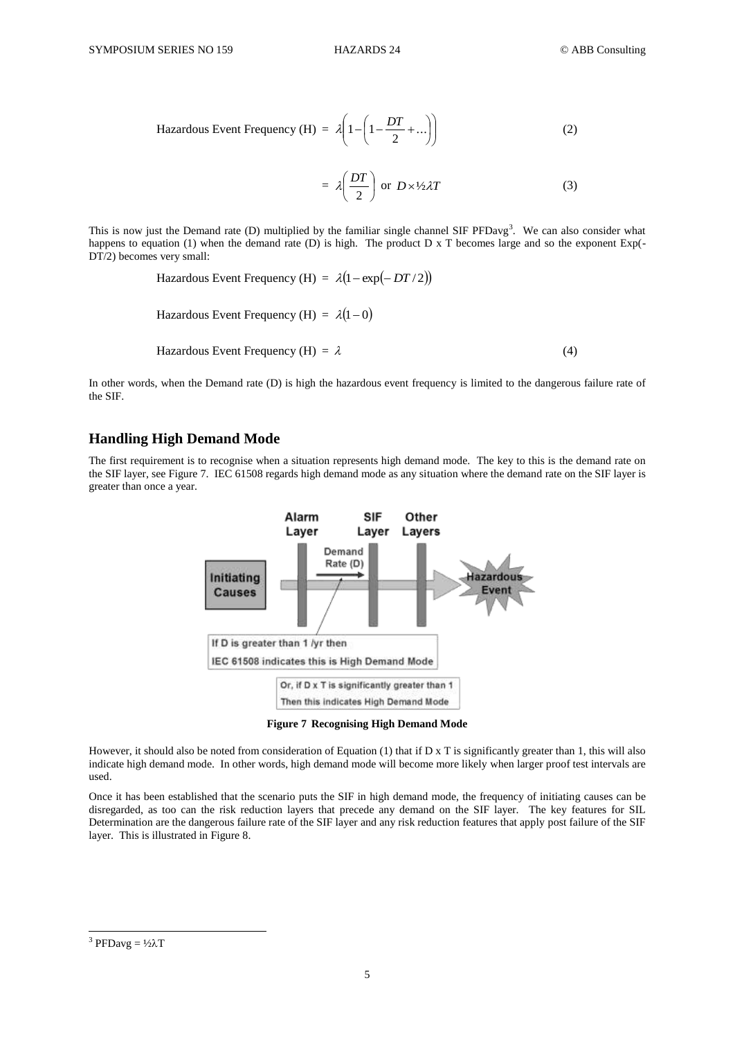$$\text{Hazardous Event Frequency (H)} = \lambda\left(1-\left(1-\frac{DT}{2}+\ldots\right)\right) \tag{2}$$

$$= \lambda\left(\frac{DT}{2}\right) \text{ or } D \times ½\lambda T \tag{3}$$

This is now just the Demand rate (D) multiplied by the familiar single channel SIF PFDavg[3]. We can also consider what happens to equation (1) when the demand rate (D) is high. The product D x T becomes large and so the exponent Exp(-DT/2) becomes very small:

$$\text{Hazardous Event Frequency (H)} = \lambda(1-\exp(-DT/2))$$

$$\text{Hazardous Event Frequency (H)} = \lambda(1-0)$$

$$\text{Hazardous Event Frequency (H)} = \lambda \tag{4}$$

In other words, when the Demand rate (D) is high the hazardous event frequency is limited to the dangerous failure rate of the SIF.

## Handling High Demand Mode

The first requirement is to recognise when a situation represents high demand mode. The key to this is the demand rate on the SIF layer, see Figure 7. IEC 61508 regards high demand mode as any situation where the demand rate on the SIF layer is greater than once a year.

**Figure 7 Recognising High Demand Mode**

However, it should also be noted from consideration of Equation (1) that if D x T is significantly greater than 1, this will also indicate high demand mode. In other words, high demand mode will become more likely when larger proof test intervals are used.

Once it has been established that the scenario puts the SIF in high demand mode, the frequency of initiating causes can be disregarded, as too can the risk reduction layers that precede any demand on the SIF layer. The key features for SIL Determination are the dangerous failure rate of the SIF layer and any risk reduction features that apply post failure of the SIF layer. This is illustrated in Figure 8.

[3] PFDavg = ½λT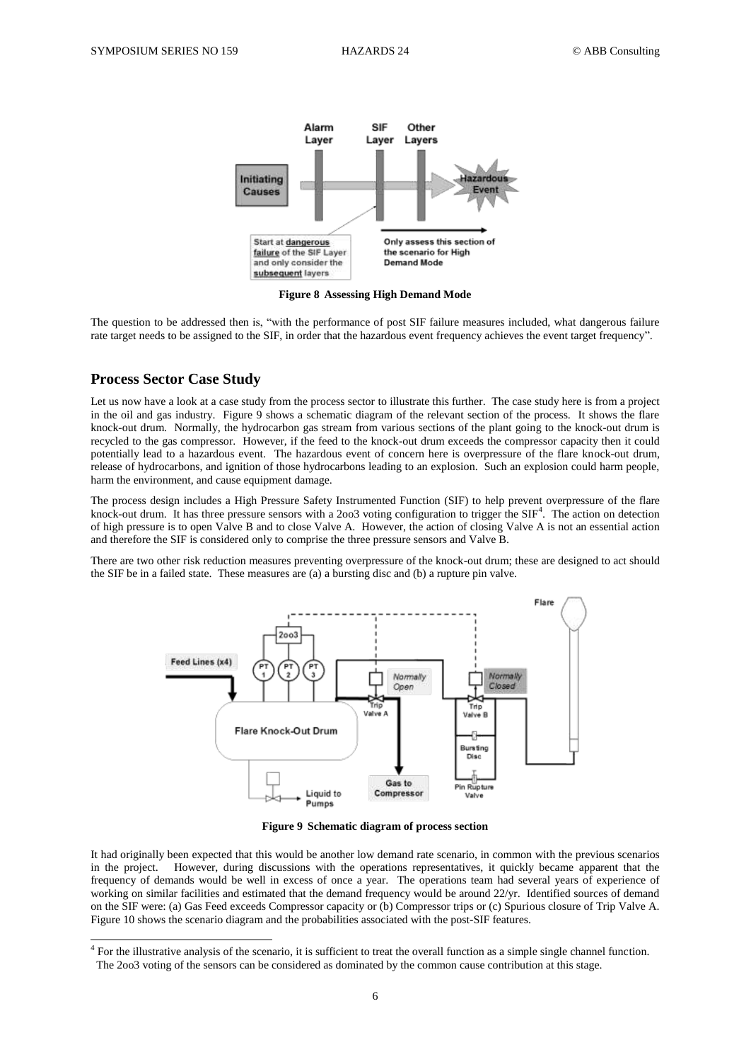**Figure 8 Assessing High Demand Mode**

The question to be addressed then is, "with the performance of post SIF failure measures included, what dangerous failure rate target needs to be assigned to the SIF, in order that the hazardous event frequency achieves the event target frequency".

## Process Sector Case Study

Let us now have a look at a case study from the process sector to illustrate this further. The case study here is from a project in the oil and gas industry. Figure 9 shows a schematic diagram of the relevant section of the process. It shows the flare knock-out drum. Normally, the hydrocarbon gas stream from various sections of the plant going to the knock-out drum is recycled to the gas compressor. However, if the feed to the knock-out drum exceeds the compressor capacity then it could potentially lead to a hazardous event. The hazardous event of concern here is overpressure of the flare knock-out drum, release of hydrocarbons, and ignition of those hydrocarbons leading to an explosion. Such an explosion could harm people, harm the environment, and cause equipment damage.

The process design includes a High Pressure Safety Instrumented Function (SIF) to help prevent overpressure of the flare knock-out drum. It has three pressure sensors with a 2oo3 voting configuration to trigger the SIF[4]. The action on detection of high pressure is to open Valve B and to close Valve A. However, the action of closing Valve A is not an essential action and therefore the SIF is considered only to comprise the three pressure sensors and Valve B.

There are two other risk reduction measures preventing overpressure of the knock-out drum; these are designed to act should the SIF be in a failed state. These measures are (a) a bursting disc and (b) a rupture pin valve.

**Figure 9 Schematic diagram of process section**

It had originally been expected that this would be another low demand rate scenario, in common with the previous scenarios in the project. However, during discussions with the operations representatives, it quickly became apparent that the frequency of demands would be well in excess of once a year. The operations team had several years of experience of working on similar facilities and estimated that the demand frequency would be around 22/yr. Identified sources of demand on the SIF were: (a) Gas Feed exceeds Compressor capacity or (b) Compressor trips or (c) Spurious closure of Trip Valve A. Figure 10 shows the scenario diagram and the probabilities associated with the post-SIF features.

[4] For the illustrative analysis of the scenario, it is sufficient to treat the overall function as a simple single channel function. The 2oo3 voting of the sensors can be considered as dominated by the common cause contribution at this stage.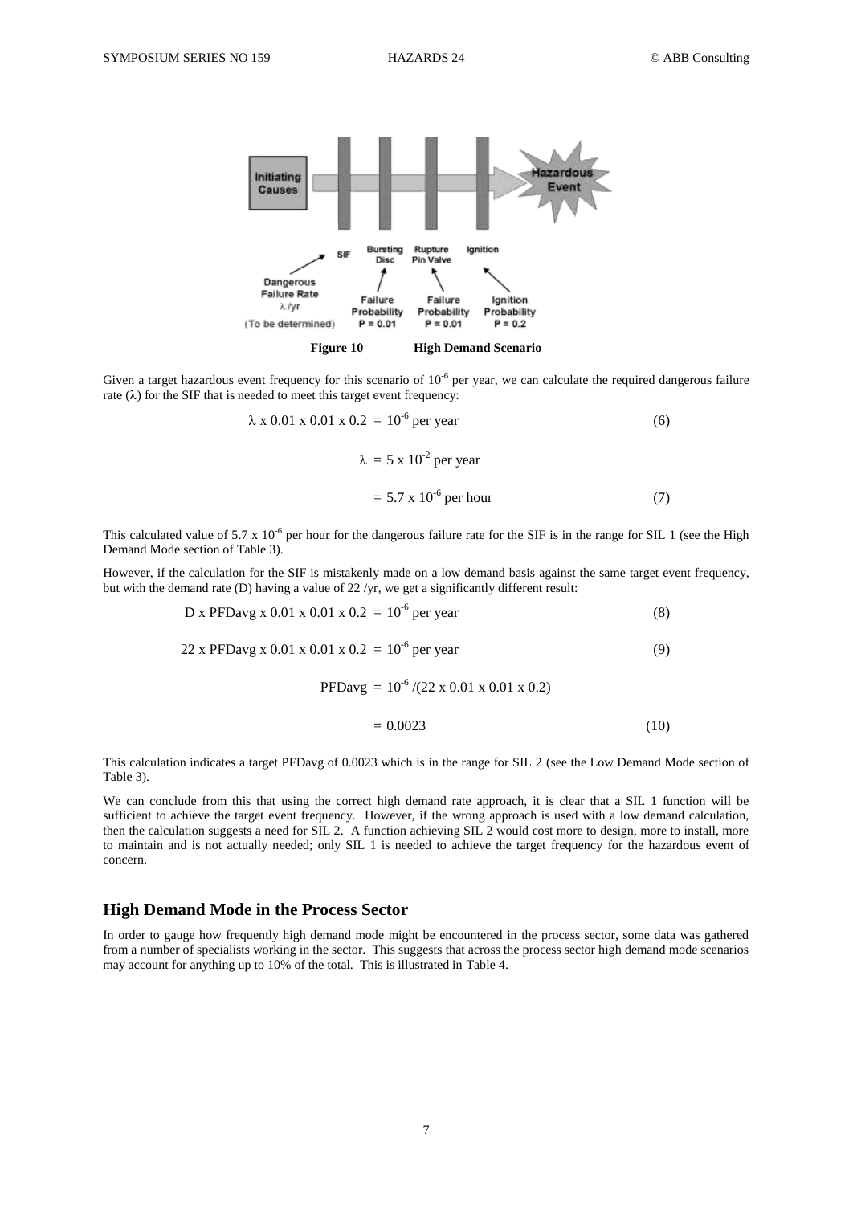Figure 10 High Demand Scenario

Given a target hazardous event frequency for this scenario of $10^{-6}$ per year, we can calculate the required dangerous failure rate ($\lambda$) for the SIF that is needed to meet this target event frequency:

$$\lambda \times 0.01 \times 0.01 \times 0.2 = 10^{-6} \text{ per year} \quad (6)$$

$$\lambda = 5 \times 10^{-2} \text{ per year}$$

$$= 5.7 \times 10^{-6} \text{ per hour} \quad (7)$$

This calculated value of $5.7 \times 10^{-6}$ per hour for the dangerous failure rate for the SIF is in the range for SIL 1 (see the High Demand Mode section of Table 3).

However, if the calculation for the SIF is mistakenly made on a low demand basis against the same target event frequency, but with the demand rate (D) having a value of 22 /yr, we get a significantly different result:

$$D \times PFDavg \times 0.01 \times 0.01 \times 0.2 = 10^{-6} \text{ per year} \quad (8)$$

$$22 \times PFDavg \times 0.01 \times 0.01 \times 0.2 = 10^{-6} \text{ per year} \quad (9)$$

$$PFDavg = 10^{-6} / (22 \times 0.01 \times 0.01 \times 0.2)$$

$$= 0.0023 \quad (10)$$

This calculation indicates a target PFDavg of 0.0023 which is in the range for SIL 2 (see the Low Demand Mode section of Table 3).

We can conclude from this that using the correct high demand rate approach, it is clear that a SIL 1 function will be sufficient to achieve the target event frequency. However, if the wrong approach is used with a low demand calculation, then the calculation suggests a need for SIL 2. A function achieving SIL 2 would cost more to design, more to install, more to maintain and is not actually needed; only SIL 1 is needed to achieve the target frequency for the hazardous event of concern.

## High Demand Mode in the Process Sector

In order to gauge how frequently high demand mode might be encountered in the process sector, some data was gathered from a number of specialists working in the sector. This suggests that across the process sector high demand mode scenarios may account for anything up to 10% of the total. This is illustrated in Table 4.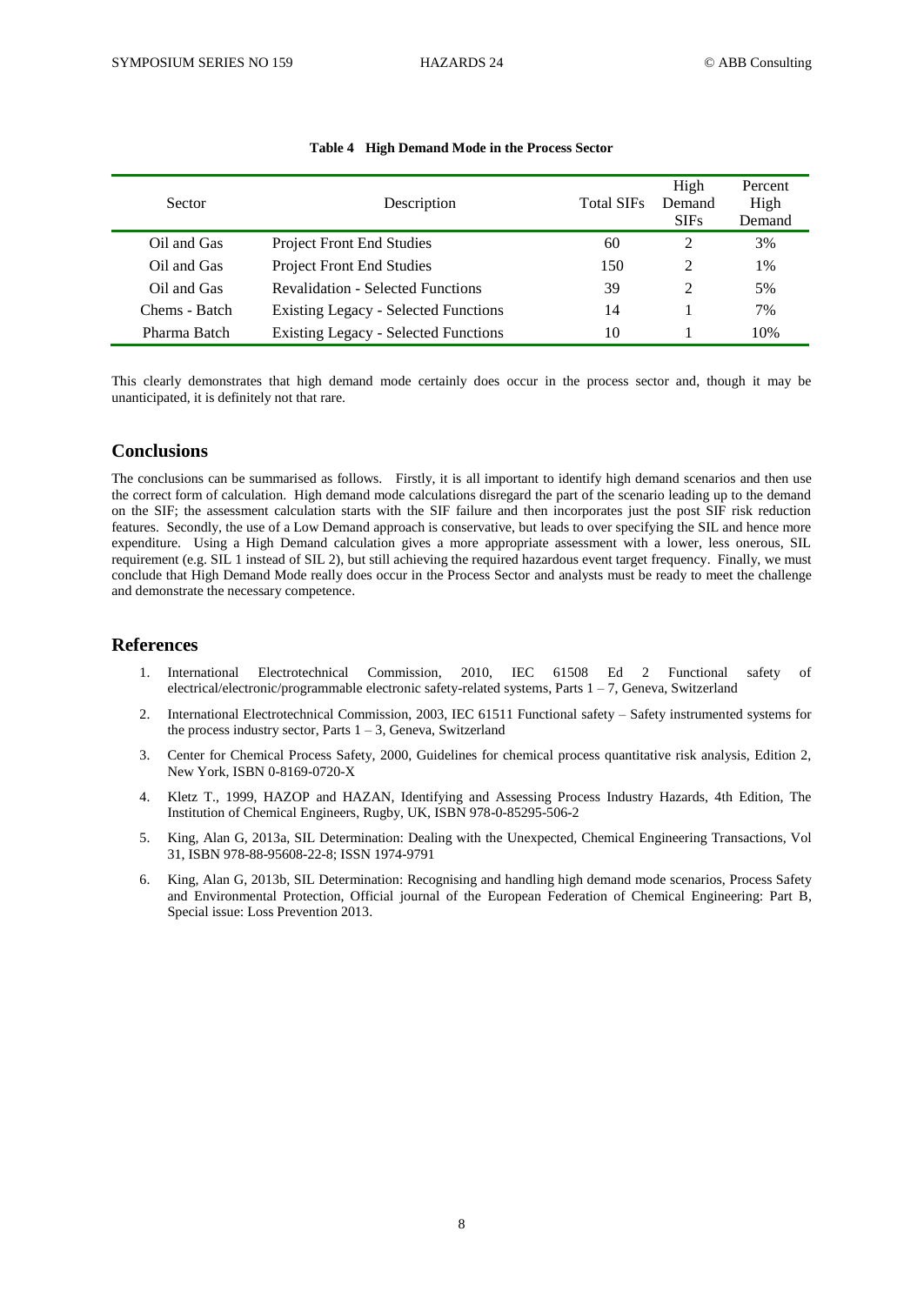**Table 4 High Demand Mode in the Process Sector**

| Sector | Description | Total SIFs | High Demand SIFs | Percent High Demand |
|---|---|---|---|---|
| Oil and Gas | Project Front End Studies | 60 | 2 | 3% |
| Oil and Gas | Project Front End Studies | 150 | 2 | 1% |
| Oil and Gas | Revalidation - Selected Functions | 39 | 2 | 5% |
| Chems - Batch | Existing Legacy - Selected Functions | 14 | 1 | 7% |
| Pharma Batch | Existing Legacy - Selected Functions | 10 | 1 | 10% |

This clearly demonstrates that high demand mode certainly does occur in the process sector and, though it may be unanticipated, it is definitely not that rare.

## Conclusions

The conclusions can be summarised as follows. Firstly, it is all important to identify high demand scenarios and then use the correct form of calculation. High demand mode calculations disregard the part of the scenario leading up to the demand on the SIF; the assessment calculation starts with the SIF failure and then incorporates just the post SIF risk reduction features. Secondly, the use of a Low Demand approach is conservative, but leads to over specifying the SIL and hence more expenditure. Using a High Demand calculation gives a more appropriate assessment with a lower, less onerous, SIL requirement (e.g. SIL 1 instead of SIL 2), but still achieving the required hazardous event target frequency. Finally, we must conclude that High Demand Mode really does occur in the Process Sector and analysts must be ready to meet the challenge and demonstrate the necessary competence.

## References

1. International Electrotechnical Commission, 2010, IEC 61508 Ed 2 Functional safety of electrical/electronic/programmable electronic safety-related systems, Parts 1 – 7, Geneva, Switzerland
2. International Electrotechnical Commission, 2003, IEC 61511 Functional safety – Safety instrumented systems for the process industry sector, Parts 1 – 3, Geneva, Switzerland
3. Center for Chemical Process Safety, 2000, Guidelines for chemical process quantitative risk analysis, Edition 2, New York, ISBN 0-8169-0720-X
4. Kletz T., 1999, HAZOP and HAZAN, Identifying and Assessing Process Industry Hazards, 4th Edition, The Institution of Chemical Engineers, Rugby, UK, ISBN 978-0-85295-506-2
5. King, Alan G, 2013a, SIL Determination: Dealing with the Unexpected, Chemical Engineering Transactions, Vol 31, ISBN 978-88-95608-22-8; ISSN 1974-9791
6. King, Alan G, 2013b, SIL Determination: Recognising and handling high demand mode scenarios, Process Safety and Environmental Protection, Official journal of the European Federation of Chemical Engineering: Part B, Special issue: Loss Prevention 2013.